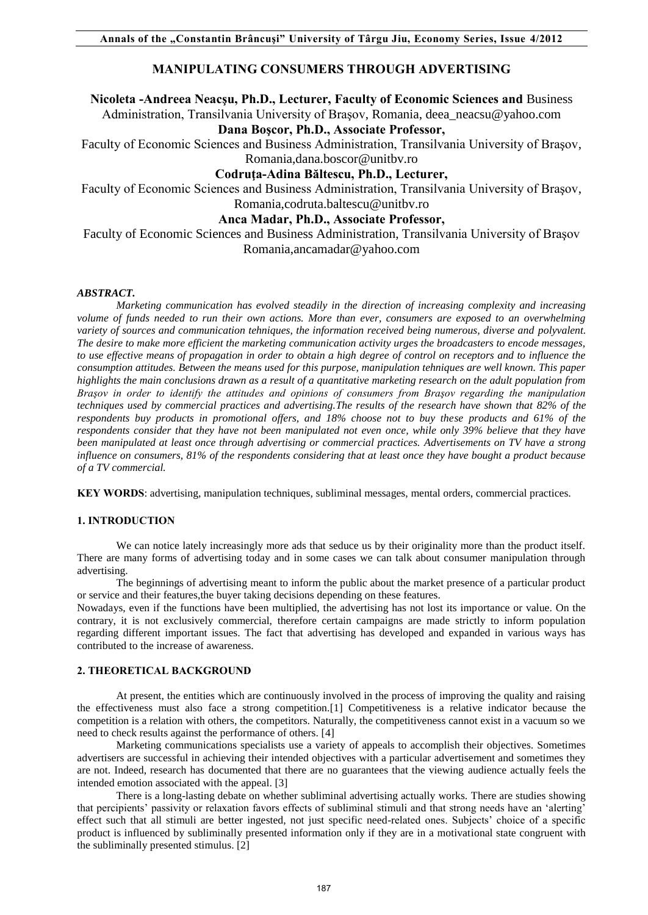# MANIPULATING CONSUMERS THROUGH ADVERTISING

**Nicoleta -Andreea Neacşu, Ph.D., Lecturer, Faculty of Economic Sciences and** Business Administration, Transilvania University of Braşov, Romania, deea_neacsu@yahoo.com

**Dana Boşcor, Ph.D., Associate Professor,**
Faculty of Economic Sciences and Business Administration, Transilvania University of Braşov, Romania,dana.boscor@unitbv.ro

**Codruţa-Adina Băltescu, Ph.D., Lecturer,**
Faculty of Economic Sciences and Business Administration, Transilvania University of Braşov, Romania,codruta.baltescu@unitbv.ro

**Anca Madar, Ph.D., Associate Professor,**
Faculty of Economic Sciences and Business Administration, Transilvania University of Braşov Romania,ancamadar@yahoo.com

***ABSTRACT.***

*Marketing communication has evolved steadily in the direction of increasing complexity and increasing volume of funds needed to run their own actions. More than ever, consumers are exposed to an overwhelming variety of sources and communication tehniques, the information received being numerous, diverse and polyvalent. The desire to make more efficient the marketing communication activity urges the broadcasters to encode messages, to use effective means of propagation in order to obtain a high degree of control on receptors and to influence the consumption attitudes. Between the means used for this purpose, manipulation tehniques are well known. This paper highlights the main conclusions drawn as a result of a quantitative marketing research on the adult population from Braşov in order to identify the attitudes and opinions of consumers from Braşov regarding the manipulation techniques used by commercial practices and advertising.The results of the research have shown that 82% of the respondents buy products in promotional offers, and 18% choose not to buy these products and 61% of the respondents consider that they have not been manipulated not even once, while only 39% believe that they have been manipulated at least once through advertising or commercial practices. Advertisements on TV have a strong influence on consumers, 81% of the respondents considering that at least once they have bought a product because of a TV commercial.*

**KEY WORDS**: advertising, manipulation techniques, subliminal messages, mental orders, commercial practices.

## 1. INTRODUCTION

We can notice lately increasingly more ads that seduce us by their originality more than the product itself. There are many forms of advertising today and in some cases we can talk about consumer manipulation through advertising.

The beginnings of advertising meant to inform the public about the market presence of a particular product or service and their features,the buyer taking decisions depending on these features.

Nowadays, even if the functions have been multiplied, the advertising has not lost its importance or value. On the contrary, it is not exclusively commercial, therefore certain campaigns are made strictly to inform population regarding different important issues. The fact that advertising has developed and expanded in various ways has contributed to the increase of awareness.

## 2. THEORETICAL BACKGROUND

At present, the entities which are continuously involved in the process of improving the quality and raising the effectiveness must also face a strong competition.[1] Competitiveness is a relative indicator because the competition is a relation with others, the competitors. Naturally, the competitiveness cannot exist in a vacuum so we need to check results against the performance of others. [4]

Marketing communications specialists use a variety of appeals to accomplish their objectives. Sometimes advertisers are successful in achieving their intended objectives with a particular advertisement and sometimes they are not. Indeed, research has documented that there are no guarantees that the viewing audience actually feels the intended emotion associated with the appeal. [3]

There is a long-lasting debate on whether subliminal advertising actually works. There are studies showing that percipients' passivity or relaxation favors effects of subliminal stimuli and that strong needs have an 'alerting' effect such that all stimuli are better ingested, not just specific need-related ones. Subjects' choice of a specific product is influenced by subliminally presented information only if they are in a motivational state congruent with the subliminally presented stimulus. [2]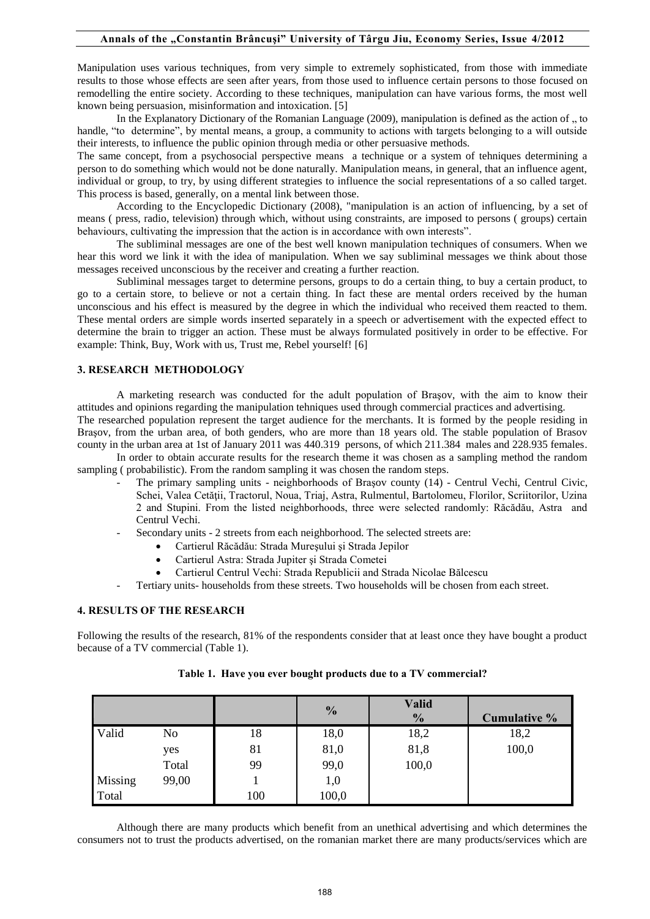Manipulation uses various techniques, from very simple to extremely sophisticated, from those with immediate results to those whose effects are seen after years, from those used to influence certain persons to those focused on remodelling the entire society. According to these techniques, manipulation can have various forms, the most well known being persuasion, misinformation and intoxication. [5]

In the Explanatory Dictionary of the Romanian Language (2009), manipulation is defined as the action of „ to handle, "to determine", by mental means, a group, a community to actions with targets belonging to a will outside their interests, to influence the public opinion through media or other persuasive methods.

The same concept, from a psychosocial perspective means a technique or a system of tehniques determining a person to do something which would not be done naturally. Manipulation means, in general, that an influence agent, individual or group, to try, by using different strategies to influence the social representations of a so called target. This process is based, generally, on a mental link between those.

According to the Encyclopedic Dictionary (2008), "manipulation is an action of influencing, by a set of means ( press, radio, television) through which, without using constraints, are imposed to persons ( groups) certain behaviours, cultivating the impression that the action is in accordance with own interests".

The subliminal messages are one of the best well known manipulation techniques of consumers. When we hear this word we link it with the idea of manipulation. When we say subliminal messages we think about those messages received unconscious by the receiver and creating a further reaction.

Subliminal messages target to determine persons, groups to do a certain thing, to buy a certain product, to go to a certain store, to believe or not a certain thing. In fact these are mental orders received by the human unconscious and his effect is measured by the degree in which the individual who received them reacted to them. These mental orders are simple words inserted separately in a speech or advertisement with the expected effect to determine the brain to trigger an action. These must be always formulated positively in order to be effective. For example: Think, Buy, Work with us, Trust me, Rebel yourself! [6]

## 3. RESEARCH METHODOLOGY

A marketing research was conducted for the adult population of Braşov, with the aim to know their attitudes and opinions regarding the manipulation tehniques used through commercial practices and advertising.

The researched population represent the target audience for the merchants. It is formed by the people residing in Braşov, from the urban area, of both genders, who are more than 18 years old. The stable population of Brasov county in the urban area at 1st of January 2011 was 440.319 persons, of which 211.384 males and 228.935 females.

In order to obtain accurate results for the research theme it was chosen as a sampling method the random sampling ( probabilistic). From the random sampling it was chosen the random steps.

- The primary sampling units - neighborhoods of Braşov county (14) - Centrul Vechi, Centrul Civic, Schei, Valea Cetăţii, Tractorul, Noua, Triaj, Astra, Rulmentul, Bartolomeu, Florilor, Scriitorilor, Uzina 2 and Stupini. From the listed neighborhoods, three were selected randomly: Răcădău, Astra and Centrul Vechi.
- Secondary units - 2 streets from each neighborhood. The selected streets are:
    - Cartierul Răcădău: Strada Mureşului şi Strada Jepilor
    - Cartierul Astra: Strada Jupiter şi Strada Cometei
    - Cartierul Centrul Vechi: Strada Republicii and Strada Nicolae Bălcescu
- Tertiary units- households from these streets. Two households will be chosen from each street.

## 4. RESULTS OF THE RESEARCH

Following the results of the research, 81% of the respondents consider that at least once they have bought a product because of a TV commercial (Table 1).

**Table 1. Have you ever bought products due to a TV commercial?**

| | | | % | Valid % | Cumulative % |
|---|---|---|---|---|---|
| Valid | No | 18 | 18,0 | 18,2 | 18,2 |
| | yes | 81 | 81,0 | 81,8 | 100,0 |
| | Total | 99 | 99,0 | 100,0 | |
| Missing | 99,00 | 1 | 1,0 | | |
| Total | | 100 | 100,0 | | |

Although there are many products which benefit from an unethical advertising and which determines the consumers not to trust the products advertised, on the romanian market there are many products/services which are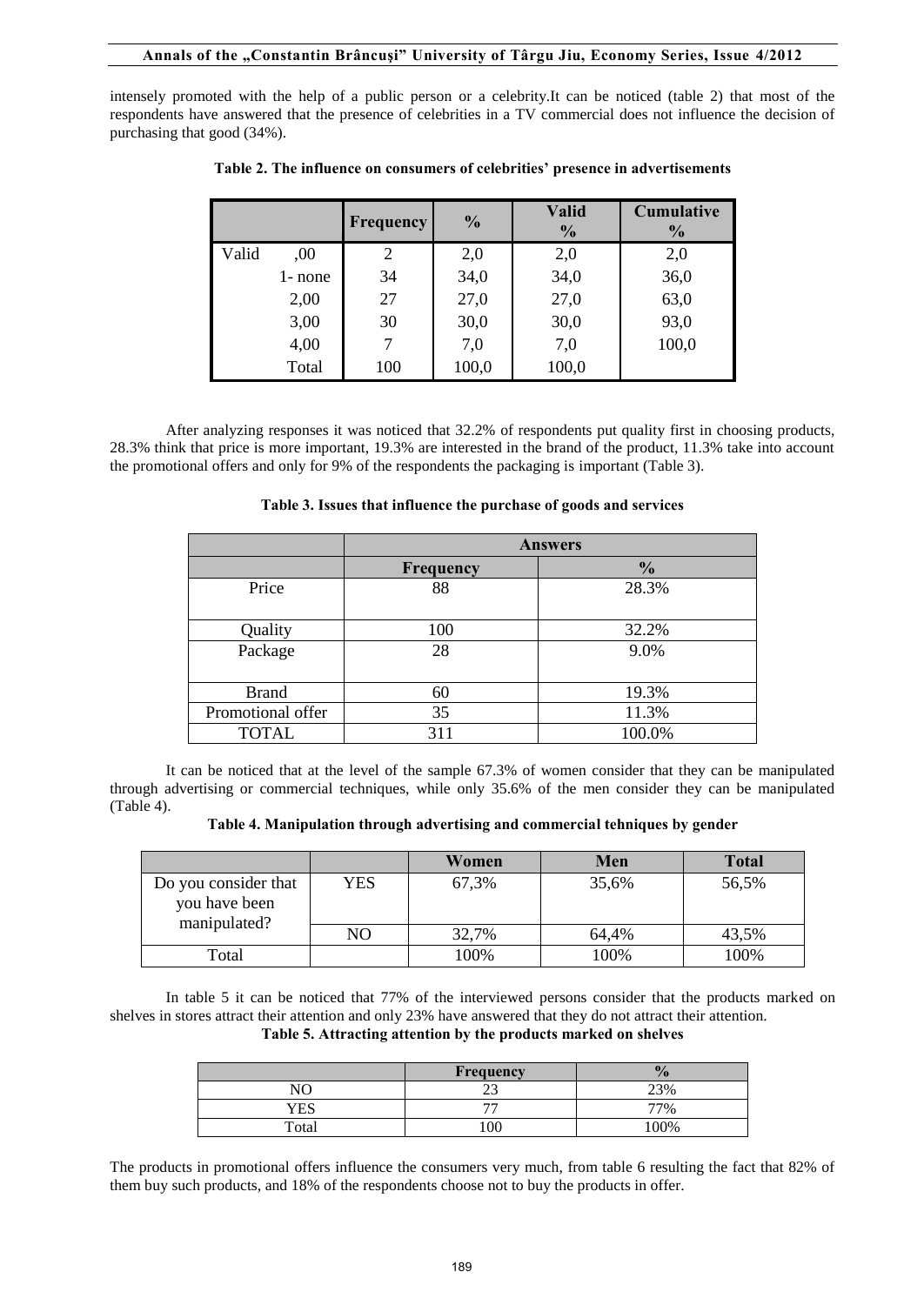intensely promoted with the help of a public person or a celebrity.It can be noticed (table 2) that most of the respondents have answered that the presence of celebrities in a TV commercial does not influence the decision of purchasing that good (34%).

**Table 2. The influence on consumers of celebrities' presence in advertisements**

| | | Frequency | % | Valid % | Cumulative % |
|---|---|---|---|---|---|
| Valid | ,00 | 2 | 2,0 | 2,0 | 2,0 |
| | 1- none | 34 | 34,0 | 34,0 | 36,0 |
| | 2,00 | 27 | 27,0 | 27,0 | 63,0 |
| | 3,00 | 30 | 30,0 | 30,0 | 93,0 |
| | 4,00 | 7 | 7,0 | 7,0 | 100,0 |
| | Total | 100 | 100,0 | 100,0 | |

After analyzing responses it was noticed that 32.2% of respondents put quality first in choosing products, 28.3% think that price is more important, 19.3% are interested in the brand of the product, 11.3% take into account the promotional offers and only for 9% of the respondents the packaging is important (Table 3).

**Table 3. Issues that influence the purchase of goods and services**

| | Answers | |
|---|---|---|
| | Frequency | % |
| Price | 88 | 28.3% |
| Quality | 100 | 32.2% |
| Package | 28 | 9.0% |
| Brand | 60 | 19.3% |
| Promotional offer | 35 | 11.3% |
| TOTAL | 311 | 100.0% |

It can be noticed that at the level of the sample 67.3% of women consider that they can be manipulated through advertising or commercial techniques, while only 35.6% of the men consider they can be manipulated (Table 4).

**Table 4. Manipulation through advertising and commercial tehniques by gender**

| | | Women | Men | Total |
|---|---|---|---|---|
| Do you consider that you have been manipulated? | YES | 67,3% | 35,6% | 56,5% |
| | NO | 32,7% | 64,4% | 43,5% |
| Total | | 100% | 100% | 100% |

In table 5 it can be noticed that 77% of the interviewed persons consider that the products marked on shelves in stores attract their attention and only 23% have answered that they do not attract their attention.

**Table 5. Attracting attention by the products marked on shelves**

| | Frequency | % |
|---|---|---|
| NO | 23 | 23% |
| YES | 77 | 77% |
| Total | 100 | 100% |

The products in promotional offers influence the consumers very much, from table 6 resulting the fact that 82% of them buy such products, and 18% of the respondents choose not to buy the products in offer.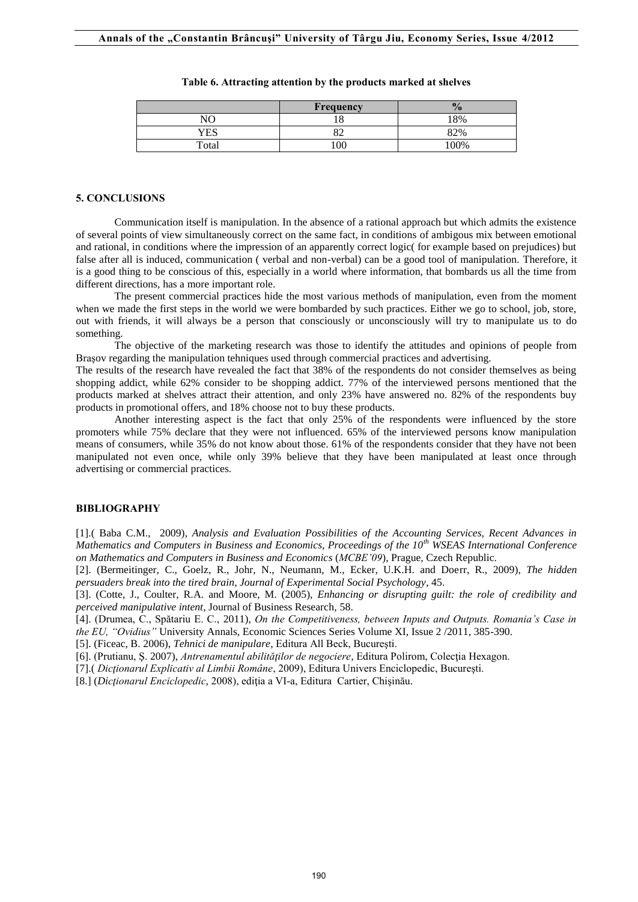**Table 6. Attracting attention by the products marked at shelves**

| | Frequency | % |
|---|---|---|
| NO | 18 | 18% |
| YES | 82 | 82% |
| Total | 100 | 100% |

## 5. CONCLUSIONS

Communication itself is manipulation. In the absence of a rational approach but which admits the existence of several points of view simultaneously correct on the same fact, in conditions of ambigous mix between emotional and rational, in conditions where the impression of an apparently correct logic( for example based on prejudices) but false after all is induced, communication ( verbal and non-verbal) can be a good tool of manipulation. Therefore, it is a good thing to be conscious of this, especially in a world where information, that bombards us all the time from different directions, has a more important role.

The present commercial practices hide the most various methods of manipulation, even from the moment when we made the first steps in the world we were bombarded by such practices. Either we go to school, job, store, out with friends, it will always be a person that consciously or unconsciously will try to manipulate us to do something.

The objective of the marketing research was those to identify the attitudes and opinions of people from Braşov regarding the manipulation tehniques used through commercial practices and advertising.

The results of the research have revealed the fact that 38% of the respondents do not consider themselves as being shopping addict, while 62% consider to be shopping addict. 77% of the interviewed persons mentioned that the products marked at shelves attract their attention, and only 23% have answered no. 82% of the respondents buy products in promotional offers, and 18% choose not to buy these products.

Another interesting aspect is the fact that only 25% of the respondents were influenced by the store promoters while 75% declare that they were not influenced. 65% of the interviewed persons know manipulation means of consumers, while 35% do not know about those. 61% of the respondents consider that they have not been manipulated not even once, while only 39% believe that they have been manipulated at least once through advertising or commercial practices.

## BIBLIOGRAPHY

[1].( Baba C.M., 2009), *Analysis and Evaluation Possibilities of the Accounting Services, Recent Advances in Mathematics and Computers in Business and Economics, Proceedings of the 10th WSEAS International Conference on Mathematics and Computers in Business and Economics* (*MCBE'09*), Prague, Czech Republic.

[2]. (Bermeitinger, C., Goelz, R., Johr, N., Neumann, M., Ecker, U.K.H. and Doerr, R., 2009), *The hidden persuaders break into the tired brain, Journal of Experimental Social Psychology*, 45.

[3]. (Cotte, J., Coulter, R.A. and Moore, M. (2005), *Enhancing or disrupting guilt: the role of credibility and perceived manipulative intent*, Journal of Business Research, 58.

[4]. (Drumea, C., Spătariu E. C., 2011), *On the Competitiveness, between Inputs and Outputs. Romania's Case in the EU, "Ovidius"* University Annals, Economic Sciences Series Volume XI, Issue 2 /2011, 385-390.

[5]. (Ficeac, B. 2006), *Tehnici de manipulare*, Editura All Beck, Bucureşti.

[6]. (Prutianu, Ş. 2007), *Antrenamentul abilităţilor de negociere*, Editura Polirom, Colecţia Hexagon.

[7].( *Dicţionarul Explicativ al Limbii Române*, 2009), Editura Univers Enciclopedic, Bucureşti.

[8.] (*Dicţionarul Enciclopedic*, 2008), ediţia a VI-a, Editura Cartier, Chişinău.